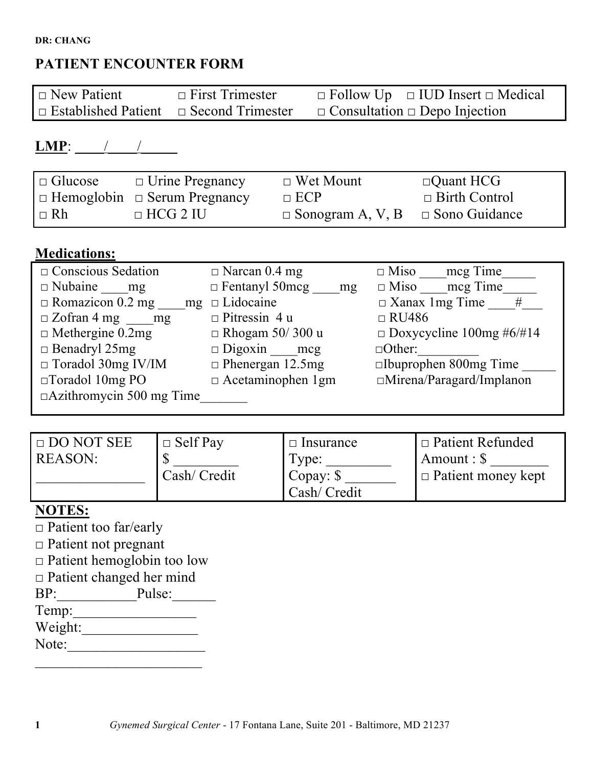DR: CHANG

# PATIENT ENCOUNTER FORM

| | | | |
|---|---|---|---|
| □ New Patient | □ First Trimester | □ Follow Up | □ IUD Insert □ Medical |
| □ Established Patient | □ Second Trimester | □ Consultation □ Depo Injection | |

**LMP**: ____/____/_____

| | | | |
|---|---|---|---|
| □ Glucose | □ Urine Pregnancy | □ Wet Mount | □Quant HCG |
| □ Hemoglobin | □ Serum Pregnancy | □ ECP | □ Birth Control |
| □ Rh | □ HCG 2 IU | □ Sonogram A, V, B | □ Sono Guidance |

**Medications:**

| | | |
|---|---|---|
| □ Conscious Sedation | □ Narcan 0.4 mg | □ Miso ____mcg Time_____ |
| □ Nubaine ____mg | □ Fentanyl 50mcg ____mg | □ Miso ____mcg Time_____ |
| □ Romazicon 0.2 mg ____mg | □ Lidocaine | □ Xanax 1mg Time ____#___ |
| □ Zofran 4 mg ____mg | □ Pitressin 4 u | □ RU486 |
| □ Methergine 0.2mg | □ Rhogam 50/ 300 u | □ Doxycycline 100mg #6/#14 |
| □ Benadryl 25mg | □ Digoxin ____mcg | □Other:_________ |
| □ Toradol 30mg IV/IM | □ Phenergan 12.5mg | □Ibuprophen 800mg Time _____ |
| □Toradol 10mg PO | □ Acetaminophen 1gm | □Mirena/Paragard/Implanon |
| □Azithromycin 500 mg Time_______ | | |

| | | | |
|---|---|---|---|
| □ DO NOT SEE REASON: _______________ | □ Self Pay $ _________ Cash/ Credit | □ Insurance Type: _________ Copay: $ _______ Cash/ Credit | □ Patient Refunded Amount : $ ________ □ Patient money kept |

**NOTES:**

□ Patient too far/early
□ Patient not pregnant
□ Patient hemoglobin too low
□ Patient changed her mind

BP:___________Pulse:______
Temp:_________________
Weight:________________
Note:___________________
________________________

*Gynemed Surgical Center* - 17 Fontana Lane, Suite 201 - Baltimore, MD 21237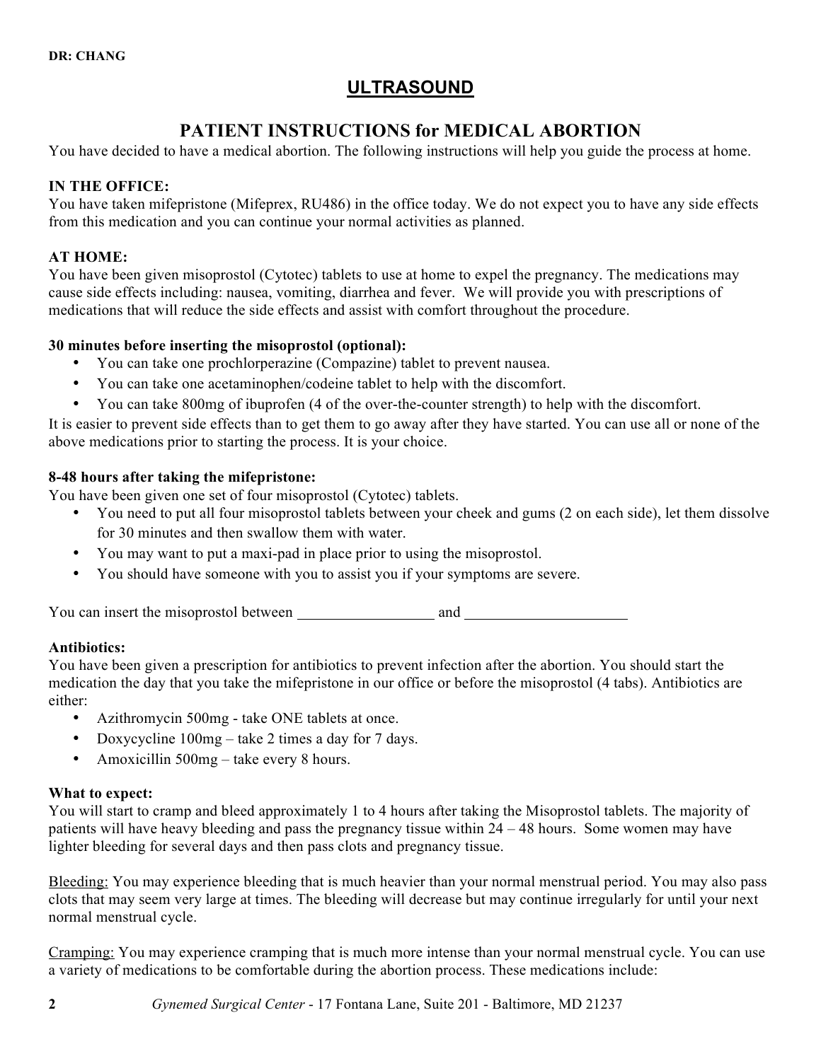DR: CHANG

# ULTRASOUND

## PATIENT INSTRUCTIONS for MEDICAL ABORTION

You have decided to have a medical abortion. The following instructions will help you guide the process at home.

**IN THE OFFICE:**
You have taken mifepristone (Mifeprex, RU486) in the office today. We do not expect you to have any side effects from this medication and you can continue your normal activities as planned.

**AT HOME:**
You have been given misoprostol (Cytotec) tablets to use at home to expel the pregnancy. The medications may cause side effects including: nausea, vomiting, diarrhea and fever. We will provide you with prescriptions of medications that will reduce the side effects and assist with comfort throughout the procedure.

**30 minutes before inserting the misoprostol (optional):**

- You can take one prochlorperazine (Compazine) tablet to prevent nausea.
- You can take one acetaminophen/codeine tablet to help with the discomfort.
- You can take 800mg of ibuprofen (4 of the over-the-counter strength) to help with the discomfort.

It is easier to prevent side effects than to get them to go away after they have started. You can use all or none of the above medications prior to starting the process. It is your choice.

**8-48 hours after taking the mifepristone:**
You have been given one set of four misoprostol (Cytotec) tablets.

- You need to put all four misoprostol tablets between your cheek and gums (2 on each side), let them dissolve for 30 minutes and then swallow them with water.
- You may want to put a maxi-pad in place prior to using the misoprostol.
- You should have someone with you to assist you if your symptoms are severe.

You can insert the misoprostol between __________________ and ____________________

**Antibiotics:**
You have been given a prescription for antibiotics to prevent infection after the abortion. You should start the medication the day that you take the mifepristone in our office or before the misoprostol (4 tabs). Antibiotics are either:

- Azithromycin 500mg - take ONE tablets at once.
- Doxycycline 100mg – take 2 times a day for 7 days.
- Amoxicillin 500mg – take every 8 hours.

**What to expect:**
You will start to cramp and bleed approximately 1 to 4 hours after taking the Misoprostol tablets. The majority of patients will have heavy bleeding and pass the pregnancy tissue within 24 – 48 hours. Some women may have lighter bleeding for several days and then pass clots and pregnancy tissue.

<u>Bleeding:</u> You may experience bleeding that is much heavier than your normal menstrual period. You may also pass clots that may seem very large at times. The bleeding will decrease but may continue irregularly for until your next normal menstrual cycle.

<u>Cramping:</u> You may experience cramping that is much more intense than your normal menstrual cycle. You can use a variety of medications to be comfortable during the abortion process. These medications include: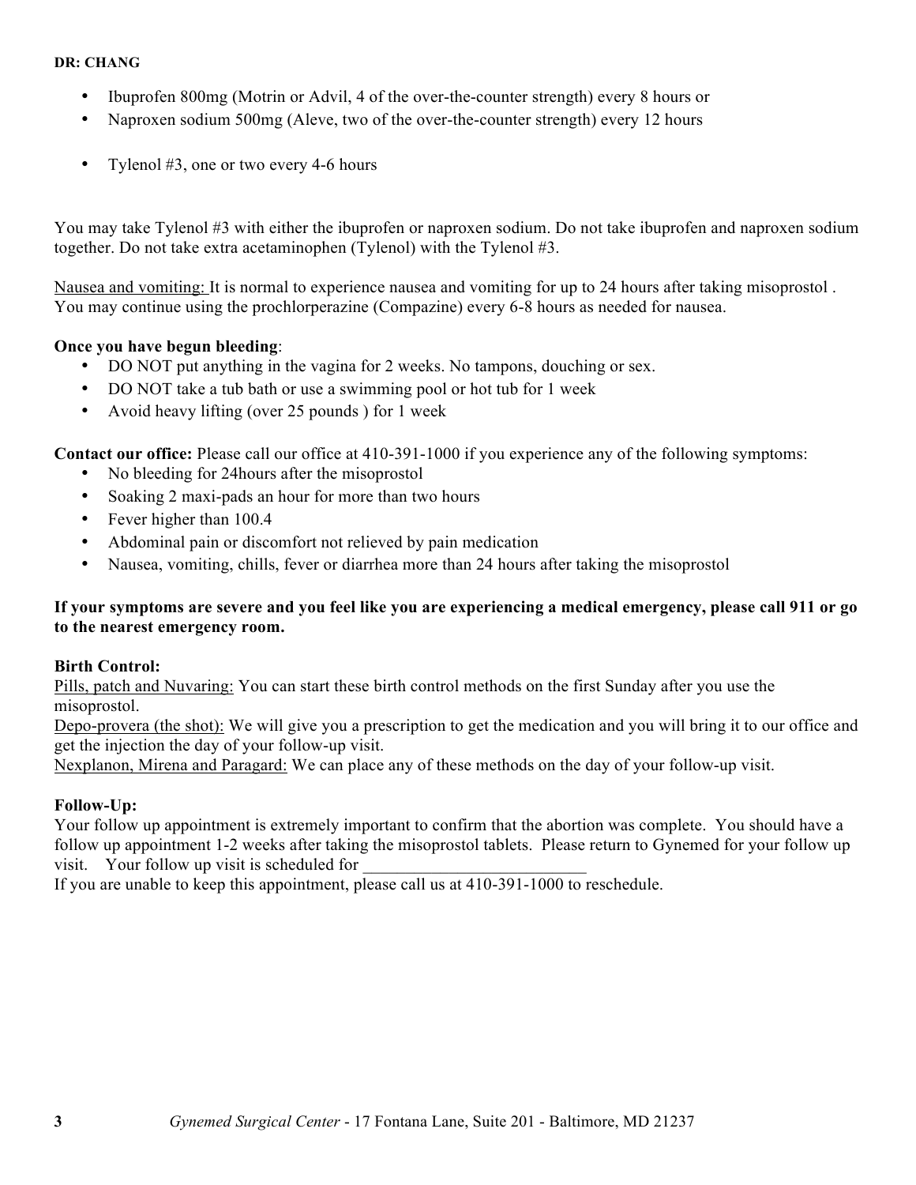**DR: CHANG**

- Ibuprofen 800mg (Motrin or Advil, 4 of the over-the-counter strength) every 8 hours or
- Naproxen sodium 500mg (Aleve, two of the over-the-counter strength) every 12 hours

- Tylenol #3, one or two every 4-6 hours

You may take Tylenol #3 with either the ibuprofen or naproxen sodium. Do not take ibuprofen and naproxen sodium together. Do not take extra acetaminophen (Tylenol) with the Tylenol #3.

Nausea and vomiting: It is normal to experience nausea and vomiting for up to 24 hours after taking misoprostol . You may continue using the prochlorperazine (Compazine) every 6-8 hours as needed for nausea.

**Once you have begun bleeding**:

- DO NOT put anything in the vagina for 2 weeks. No tampons, douching or sex.
- DO NOT take a tub bath or use a swimming pool or hot tub for 1 week
- Avoid heavy lifting (over 25 pounds ) for 1 week

**Contact our office:** Please call our office at 410-391-1000 if you experience any of the following symptoms:

- No bleeding for 24hours after the misoprostol
- Soaking 2 maxi-pads an hour for more than two hours
- Fever higher than 100.4
- Abdominal pain or discomfort not relieved by pain medication
- Nausea, vomiting, chills, fever or diarrhea more than 24 hours after taking the misoprostol

**If your symptoms are severe and you feel like you are experiencing a medical emergency, please call 911 or go to the nearest emergency room.**

**Birth Control:**

Pills, patch and Nuvaring: You can start these birth control methods on the first Sunday after you use the misoprostol.

Depo-provera (the shot): We will give you a prescription to get the medication and you will bring it to our office and get the injection the day of your follow-up visit.

Nexplanon, Mirena and Paragard: We can place any of these methods on the day of your follow-up visit.

**Follow-Up:**

Your follow up appointment is extremely important to confirm that the abortion was complete. You should have a follow up appointment 1-2 weeks after taking the misoprostol tablets. Please return to Gynemed for your follow up visit. Your follow up visit is scheduled for ___________________________

If you are unable to keep this appointment, please call us at 410-391-1000 to reschedule.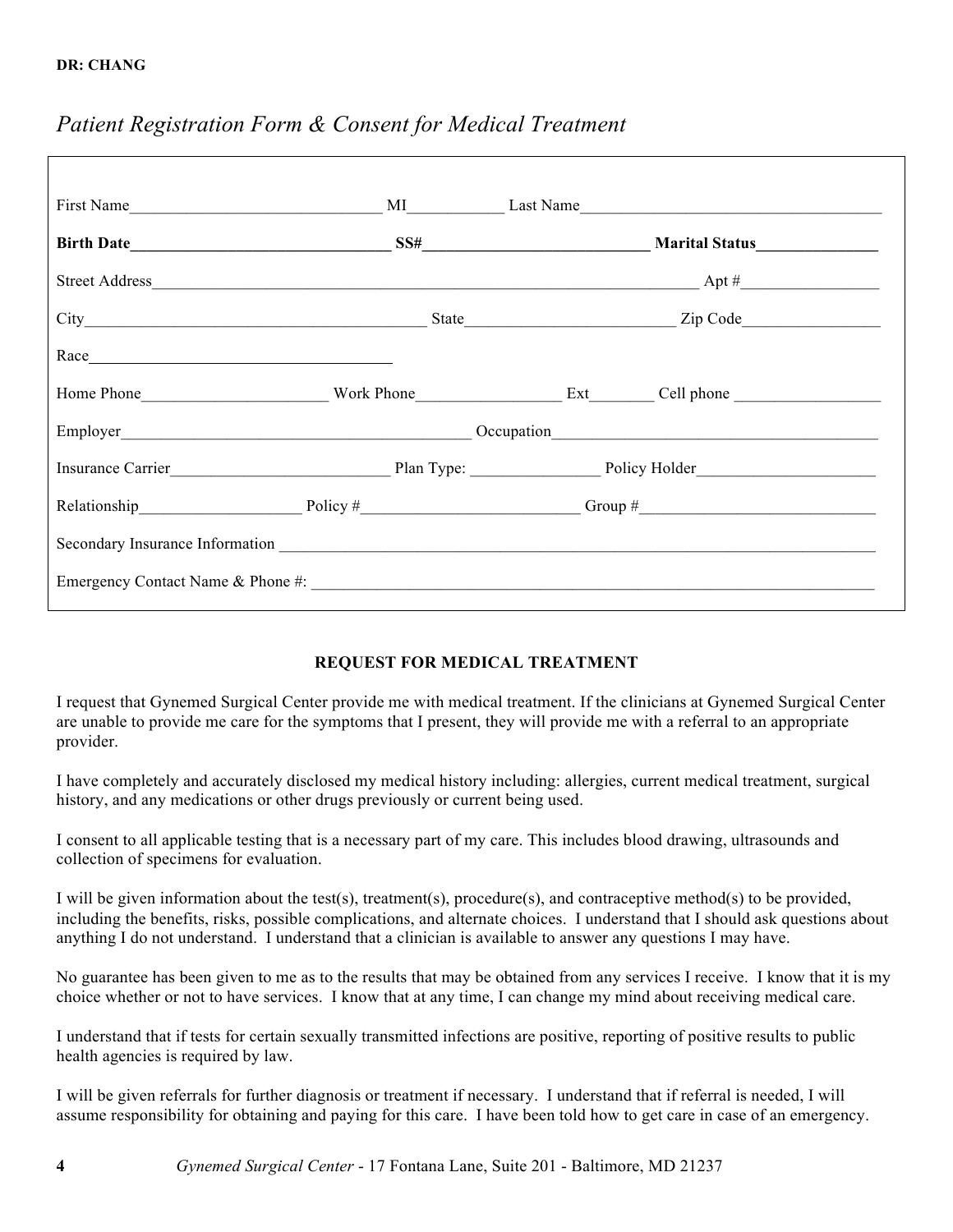DR: CHANG

*Patient Registration Form & Consent for Medical Treatment*

First Name_______________________________ MI____________ Last Name_____________________________________

**Birth Date________________________________ SS#___________________________ Marital Status_______________**

Street Address_____________________________________________________________________ Apt #_________________

City__________________________________________ State_________________________ Zip Code_________________

Race______________________________________

Home Phone______________________ Work Phone__________________ Ext________ Cell phone __________________

Employer____________________________________________ Occupation________________________________________

Insurance Carrier___________________________ Plan Type: ________________ Policy Holder______________________

Relationship____________________ Policy #__________________________ Group #_____________________________

Secondary Insurance Information ______________________________________________________________________________

Emergency Contact Name & Phone #: _____________________________________________________________________

**REQUEST FOR MEDICAL TREATMENT**

I request that Gynemed Surgical Center provide me with medical treatment. If the clinicians at Gynemed Surgical Center are unable to provide me care for the symptoms that I present, they will provide me with a referral to an appropriate provider.

I have completely and accurately disclosed my medical history including: allergies, current medical treatment, surgical history, and any medications or other drugs previously or current being used.

I consent to all applicable testing that is a necessary part of my care. This includes blood drawing, ultrasounds and collection of specimens for evaluation.

I will be given information about the test(s), treatment(s), procedure(s), and contraceptive method(s) to be provided, including the benefits, risks, possible complications, and alternate choices. I understand that I should ask questions about anything I do not understand. I understand that a clinician is available to answer any questions I may have.

No guarantee has been given to me as to the results that may be obtained from any services I receive. I know that it is my choice whether or not to have services. I know that at any time, I can change my mind about receiving medical care.

I understand that if tests for certain sexually transmitted infections are positive, reporting of positive results to public health agencies is required by law.

I will be given referrals for further diagnosis or treatment if necessary. I understand that if referral is needed, I will assume responsibility for obtaining and paying for this care. I have been told how to get care in case of an emergency.

*Gynemed Surgical Center* - 17 Fontana Lane, Suite 201 - Baltimore, MD 21237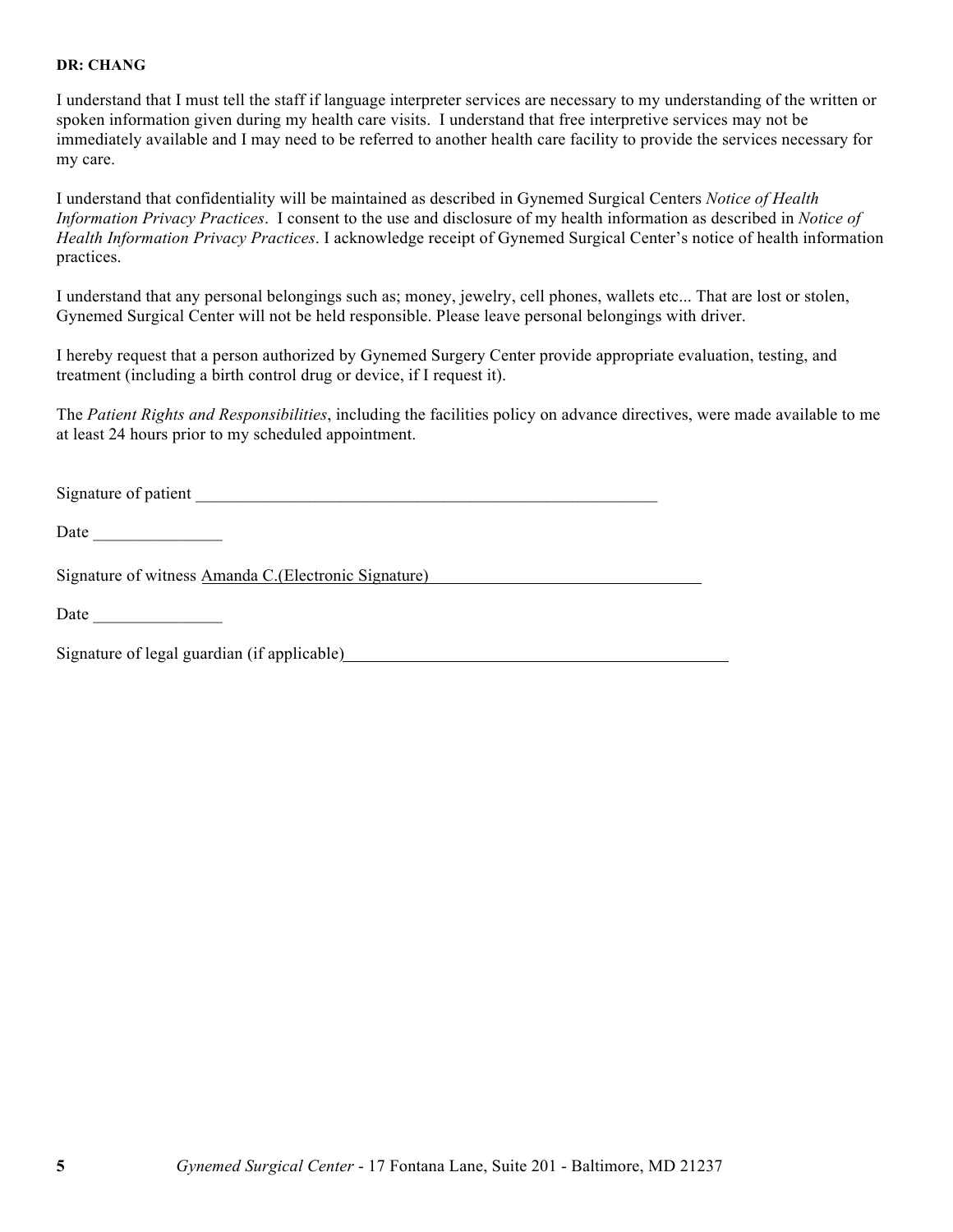**DR: CHANG**

I understand that I must tell the staff if language interpreter services are necessary to my understanding of the written or spoken information given during my health care visits. I understand that free interpretive services may not be immediately available and I may need to be referred to another health care facility to provide the services necessary for my care.

I understand that confidentiality will be maintained as described in Gynemed Surgical Centers *Notice of Health Information Privacy Practices*. I consent to the use and disclosure of my health information as described in *Notice of Health Information Privacy Practices*. I acknowledge receipt of Gynemed Surgical Center's notice of health information practices.

I understand that any personal belongings such as; money, jewelry, cell phones, wallets etc... That are lost or stolen, Gynemed Surgical Center will not be held responsible. Please leave personal belongings with driver.

I hereby request that a person authorized by Gynemed Surgery Center provide appropriate evaluation, testing, and treatment (including a birth control drug or device, if I request it).

The *Patient Rights and Responsibilities*, including the facilities policy on advance directives, were made available to me at least 24 hours prior to my scheduled appointment.

Signature of patient ________________________________________________________

Date _______________

Signature of witness Amanda C.(Electronic Signature)________________________________

Date _______________

Signature of legal guardian (if applicable)______________________________________________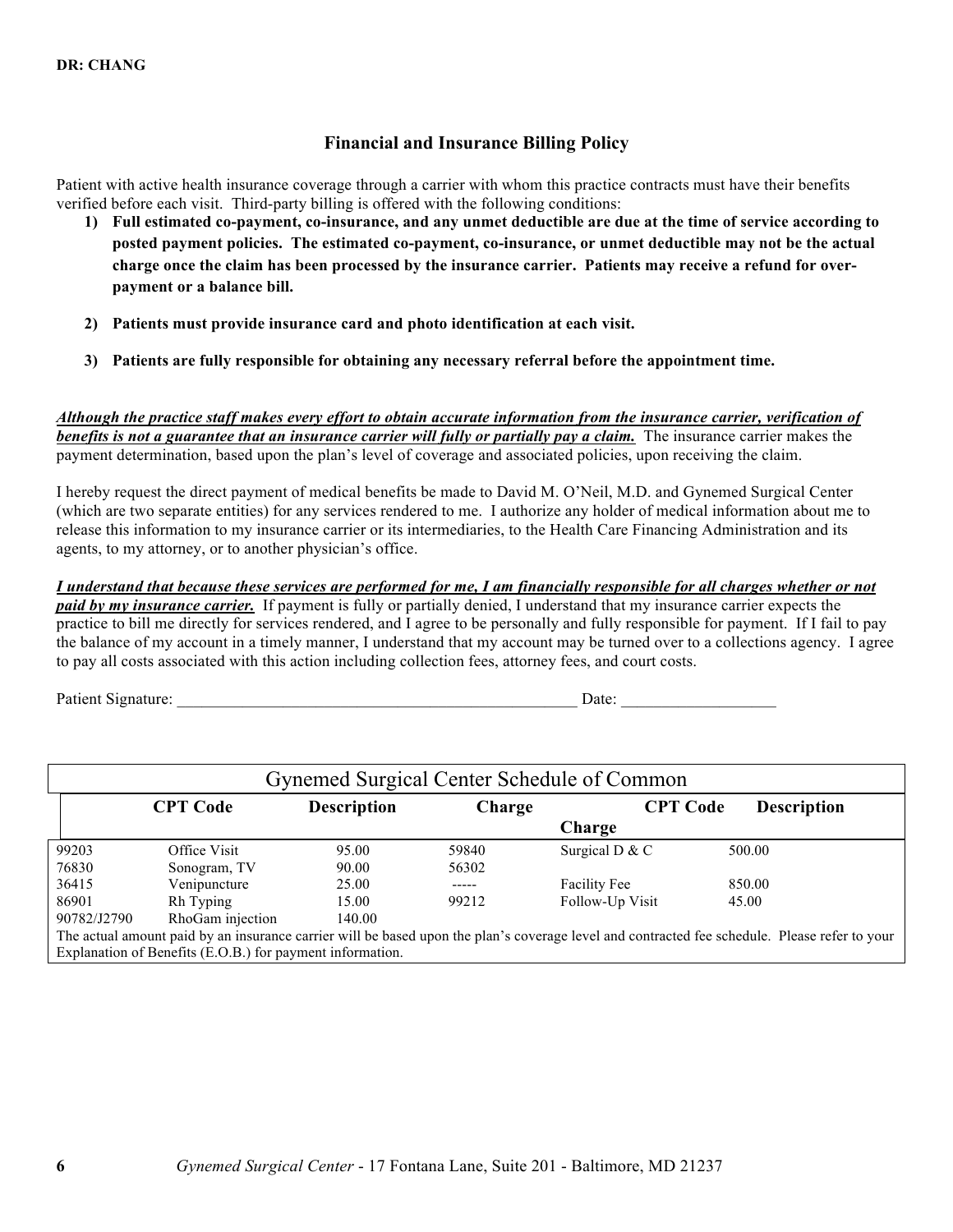DR: CHANG

## Financial and Insurance Billing Policy

Patient with active health insurance coverage through a carrier with whom this practice contracts must have their benefits verified before each visit. Third-party billing is offered with the following conditions:

1) **Full estimated co-payment, co-insurance, and any unmet deductible are due at the time of service according to posted payment policies. The estimated co-payment, co-insurance, or unmet deductible may not be the actual charge once the claim has been processed by the insurance carrier. Patients may receive a refund for over-payment or a balance bill.**

2) **Patients must provide insurance card and photo identification at each visit.**

3) **Patients are fully responsible for obtaining any necessary referral before the appointment time.**

***Although the practice staff makes every effort to obtain accurate information from the insurance carrier, verification of benefits is not a guarantee that an insurance carrier will fully or partially pay a claim.*** The insurance carrier makes the payment determination, based upon the plan's level of coverage and associated policies, upon receiving the claim.

I hereby request the direct payment of medical benefits be made to David M. O'Neil, M.D. and Gynemed Surgical Center (which are two separate entities) for any services rendered to me. I authorize any holder of medical information about me to release this information to my insurance carrier or its intermediaries, to the Health Care Financing Administration and its agents, to my attorney, or to another physician's office.

***I understand that because these services are performed for me, I am financially responsible for all charges whether or not paid by my insurance carrier.*** If payment is fully or partially denied, I understand that my insurance carrier expects the practice to bill me directly for services rendered, and I agree to be personally and fully responsible for payment. If I fail to pay the balance of my account in a timely manner, I understand that my account may be turned over to a collections agency. I agree to pay all costs associated with this action including collection fees, attorney fees, and court costs.

Patient Signature: __________________________________________________ Date: ___________________

### Gynemed Surgical Center Schedule of Common

| CPT Code | Description | Charge | CPT Code | Description | Charge |
|---|---|---|---|---|---|
| 99203 | Office Visit | 95.00 | 59840 | Surgical D & C | 500.00 |
| 76830 | Sonogram, TV | 90.00 | 56302 | | |
| 36415 | Venipuncture | 25.00 | ----- | Facility Fee | 850.00 |
| 86901 | Rh Typing | 15.00 | 99212 | Follow-Up Visit | 45.00 |
| 90782/J2790 | RhoGam injection | 140.00 | | | |

The actual amount paid by an insurance carrier will be based upon the plan's coverage level and contracted fee schedule. Please refer to your Explanation of Benefits (E.O.B.) for payment information.

*Gynemed Surgical Center* - 17 Fontana Lane, Suite 201 - Baltimore, MD 21237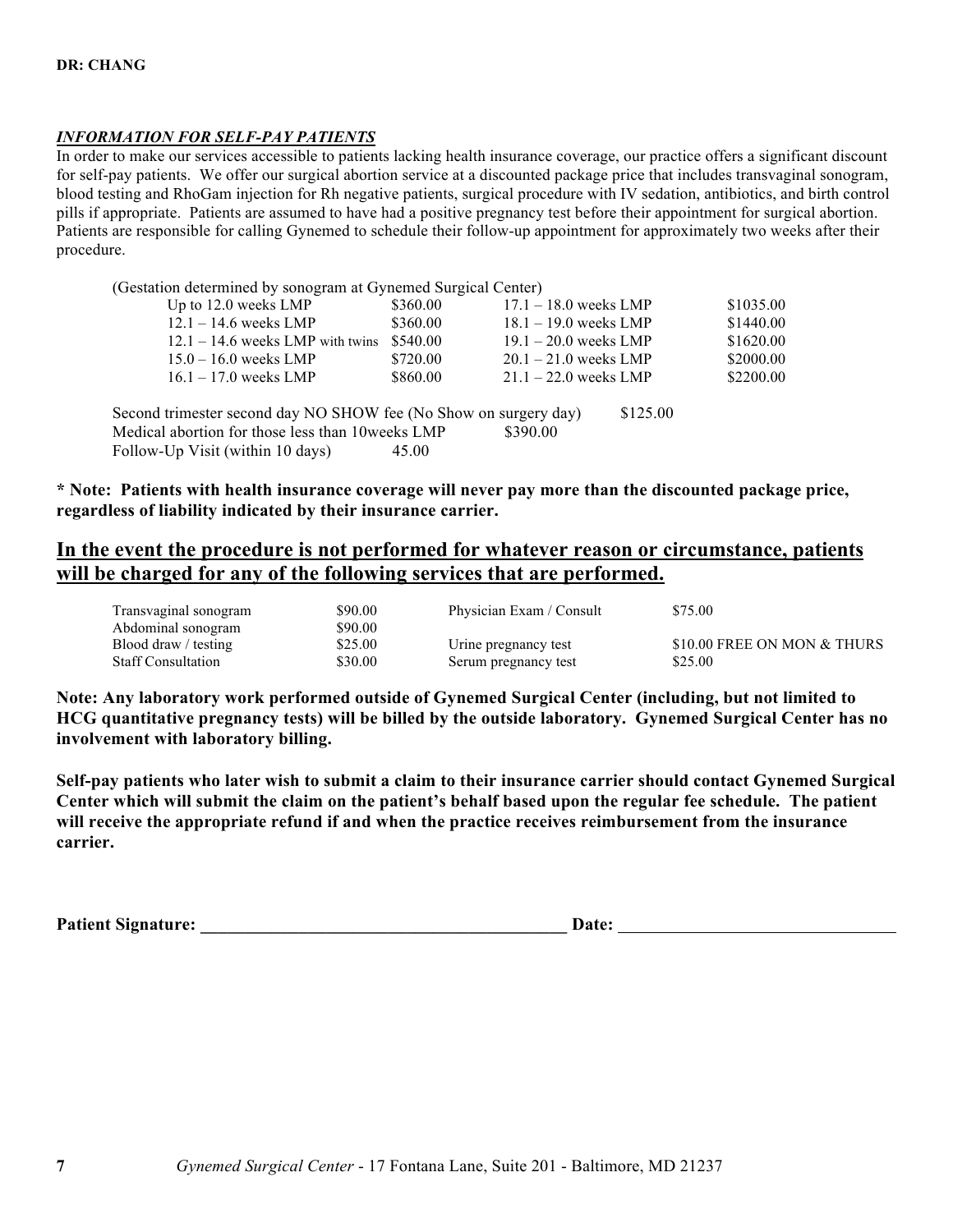**DR: CHANG**

***INFORMATION FOR SELF-PAY PATIENTS***

In order to make our services accessible to patients lacking health insurance coverage, our practice offers a significant discount for self-pay patients. We offer our surgical abortion service at a discounted package price that includes transvaginal sonogram, blood testing and RhoGam injection for Rh negative patients, surgical procedure with IV sedation, antibiotics, and birth control pills if appropriate. Patients are assumed to have had a positive pregnancy test before their appointment for surgical abortion. Patients are responsible for calling Gynemed to schedule their follow-up appointment for approximately two weeks after their procedure.

(Gestation determined by sonogram at Gynemed Surgical Center)

| | | | |
|---|---|---|---|
| Up to 12.0 weeks LMP | $360.00 | 17.1 – 18.0 weeks LMP | $1035.00 |
| 12.1 – 14.6 weeks LMP | $360.00 | 18.1 – 19.0 weeks LMP | $1440.00 |
| 12.1 – 14.6 weeks LMP with twins | $540.00 | 19.1 – 20.0 weeks LMP | $1620.00 |
| 15.0 – 16.0 weeks LMP | $720.00 | 20.1 – 21.0 weeks LMP | $2000.00 |
| 16.1 – 17.0 weeks LMP | $860.00 | 21.1 – 22.0 weeks LMP | $2200.00 |

Second trimester second day NO SHOW fee (No Show on surgery day) $125.00
Medical abortion for those less than 10weeks LMP $390.00
Follow-Up Visit (within 10 days) 45.00

**\* Note: Patients with health insurance coverage will never pay more than the discounted package price, regardless of liability indicated by their insurance carrier.**

## <u>In the event the procedure is not performed for whatever reason or circumstance, patients will be charged for any of the following services that are performed.</u>

| | | | |
|---|---|---|---|
| Transvaginal sonogram | $90.00 | Physician Exam / Consult | $75.00 |
| Abdominal sonogram | $90.00 | | |
| Blood draw / testing | $25.00 | Urine pregnancy test | $10.00 FREE ON MON & THURS |
| Staff Consultation | $30.00 | Serum pregnancy test | $25.00 |

**Note: Any laboratory work performed outside of Gynemed Surgical Center (including, but not limited to HCG quantitative pregnancy tests) will be billed by the outside laboratory. Gynemed Surgical Center has no involvement with laboratory billing.**

**Self-pay patients who later wish to submit a claim to their insurance carrier should contact Gynemed Surgical Center which will submit the claim on the patient's behalf based upon the regular fee schedule. The patient will receive the appropriate refund if and when the practice receives reimbursement from the insurance carrier.**

**Patient Signature: ___________________________________________ Date: ________________________________**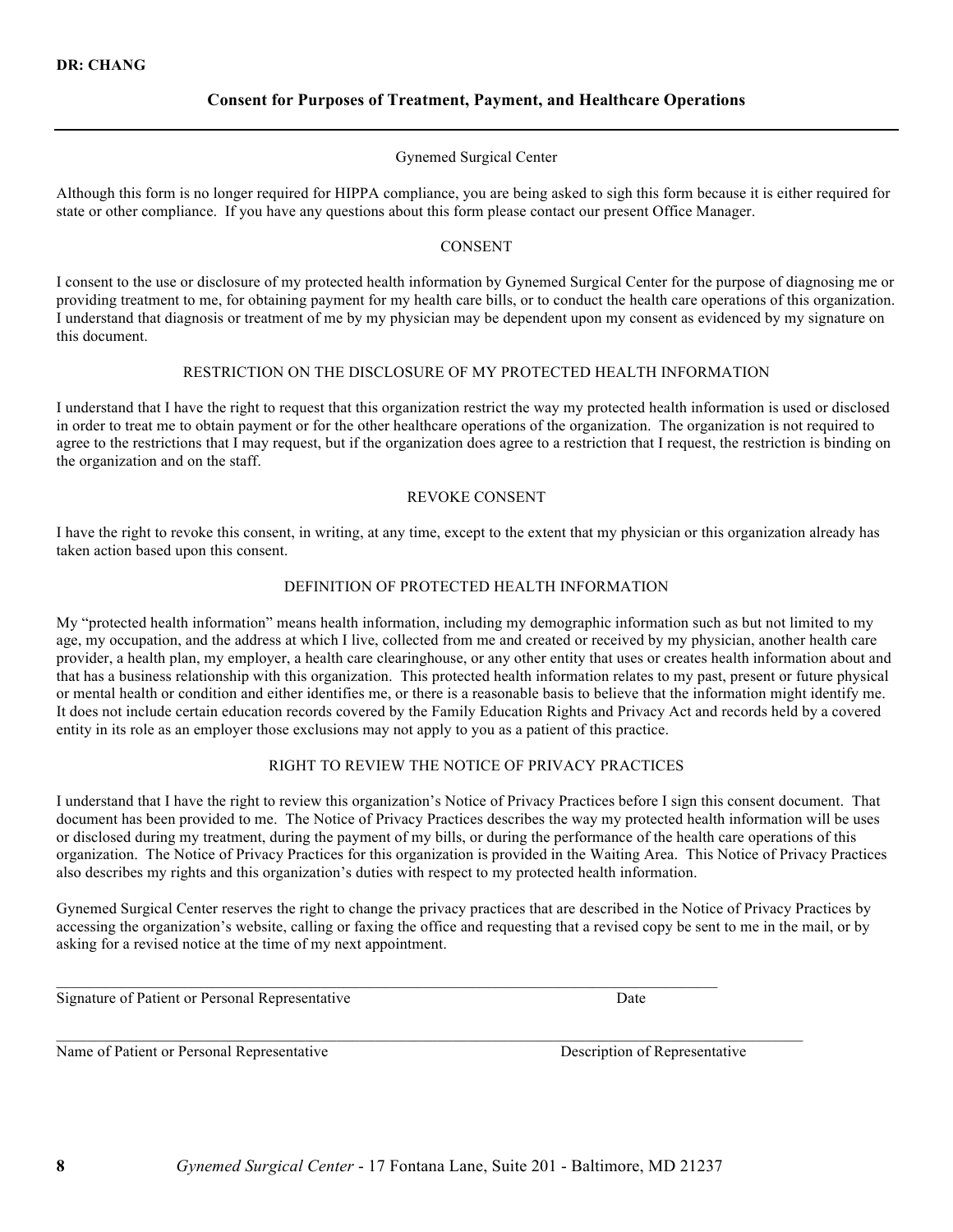**DR: CHANG**

## Consent for Purposes of Treatment, Payment, and Healthcare Operations

Gynemed Surgical Center

Although this form is no longer required for HIPPA compliance, you are being asked to sigh this form because it is either required for state or other compliance. If you have any questions about this form please contact our present Office Manager.

### CONSENT

I consent to the use or disclosure of my protected health information by Gynemed Surgical Center for the purpose of diagnosing me or providing treatment to me, for obtaining payment for my health care bills, or to conduct the health care operations of this organization. I understand that diagnosis or treatment of me by my physician may be dependent upon my consent as evidenced by my signature on this document.

### RESTRICTION ON THE DISCLOSURE OF MY PROTECTED HEALTH INFORMATION

I understand that I have the right to request that this organization restrict the way my protected health information is used or disclosed in order to treat me to obtain payment or for the other healthcare operations of the organization. The organization is not required to agree to the restrictions that I may request, but if the organization does agree to a restriction that I request, the restriction is binding on the organization and on the staff.

### REVOKE CONSENT

I have the right to revoke this consent, in writing, at any time, except to the extent that my physician or this organization already has taken action based upon this consent.

### DEFINITION OF PROTECTED HEALTH INFORMATION

My "protected health information" means health information, including my demographic information such as but not limited to my age, my occupation, and the address at which I live, collected from me and created or received by my physician, another health care provider, a health plan, my employer, a health care clearinghouse, or any other entity that uses or creates health information about and that has a business relationship with this organization. This protected health information relates to my past, present or future physical or mental health or condition and either identifies me, or there is a reasonable basis to believe that the information might identify me. It does not include certain education records covered by the Family Education Rights and Privacy Act and records held by a covered entity in its role as an employer those exclusions may not apply to you as a patient of this practice.

### RIGHT TO REVIEW THE NOTICE OF PRIVACY PRACTICES

I understand that I have the right to review this organization's Notice of Privacy Practices before I sign this consent document. That document has been provided to me. The Notice of Privacy Practices describes the way my protected health information will be uses or disclosed during my treatment, during the payment of my bills, or during the performance of the health care operations of this organization. The Notice of Privacy Practices for this organization is provided in the Waiting Area. This Notice of Privacy Practices also describes my rights and this organization's duties with respect to my protected health information.

Gynemed Surgical Center reserves the right to change the privacy practices that are described in the Notice of Privacy Practices by accessing the organization's website, calling or faxing the office and requesting that a revised copy be sent to me in the mail, or by asking for a revised notice at the time of my next appointment.

______________________________________________________________________________

Signature of Patient or Personal Representative                    Date

______________________________________________________________________________

Name of Patient or Personal Representative                    Description of Representative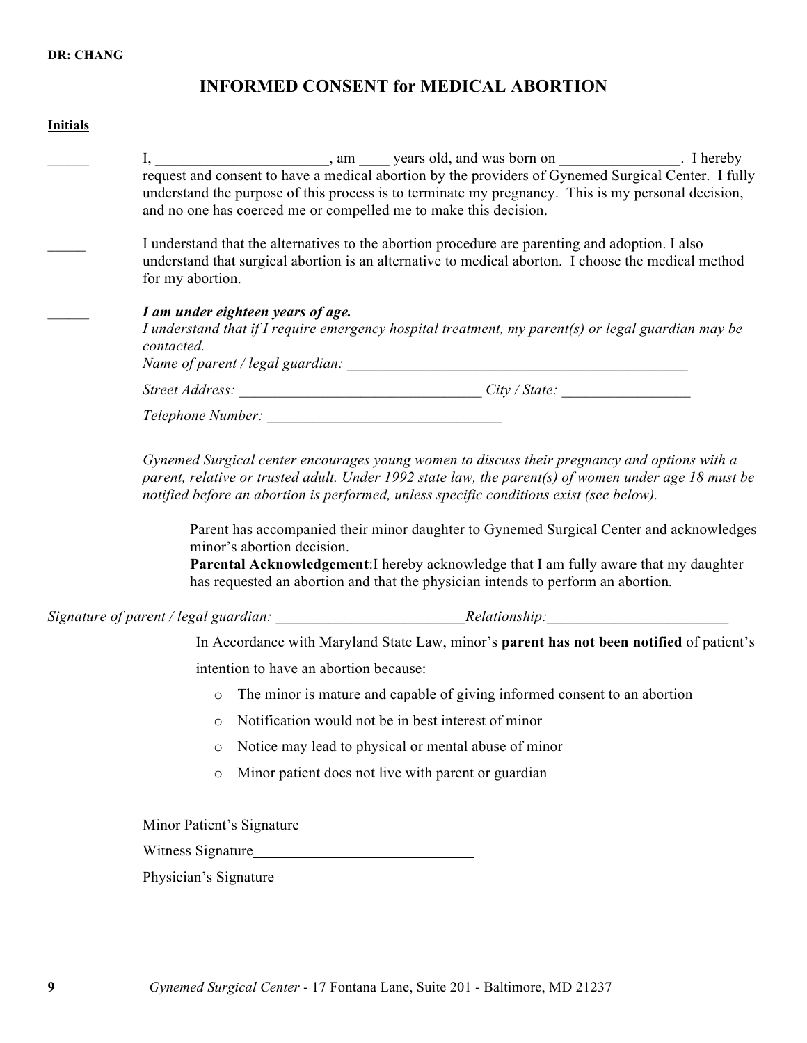DR: CHANG

# INFORMED CONSENT for MEDICAL ABORTION

**Initials**

______ I, _______________________, am ____ years old, and was born on ________________. I hereby request and consent to have a medical abortion by the providers of Gynemed Surgical Center. I fully understand the purpose of this process is to terminate my pregnancy. This is my personal decision, and no one has coerced me or compelled me to make this decision.

_____ I understand that the alternatives to the abortion procedure are parenting and adoption. I also understand that surgical abortion is an alternative to medical aborton. I choose the medical method for my abortion.

______ ***I am under eighteen years of age.***
*I understand that if I require emergency hospital treatment, my parent(s) or legal guardian may be contacted.*
*Name of parent / legal guardian:* ________________________________________________

*Street Address:* ________________________________ *City / State:* _________________

*Telephone Number:* _______________________________

*Gynemed Surgical center encourages young women to discuss their pregnancy and options with a parent, relative or trusted adult. Under 1992 state law, the parent(s) of women under age 18 must be notified before an abortion is performed, unless specific conditions exist (see below).*

Parent has accompanied their minor daughter to Gynemed Surgical Center and acknowledges minor's abortion decision.
**Parental Acknowledgement**:I hereby acknowledge that I am fully aware that my daughter has requested an abortion and that the physician intends to perform an abortion.

*Signature of parent / legal guardian:* _________________________*Relationship:*________________________

In Accordance with Maryland State Law, minor's **parent has not been notified** of patient's intention to have an abortion because:

- The minor is mature and capable of giving informed consent to an abortion
- Notification would not be in best interest of minor
- Notice may lead to physical or mental abuse of minor
- Minor patient does not live with parent or guardian

Minor Patient's Signature_______________________

Witness Signature_____________________________

Physician's Signature _________________________

Gynemed Surgical Center - 17 Fontana Lane, Suite 201 - Baltimore, MD 21237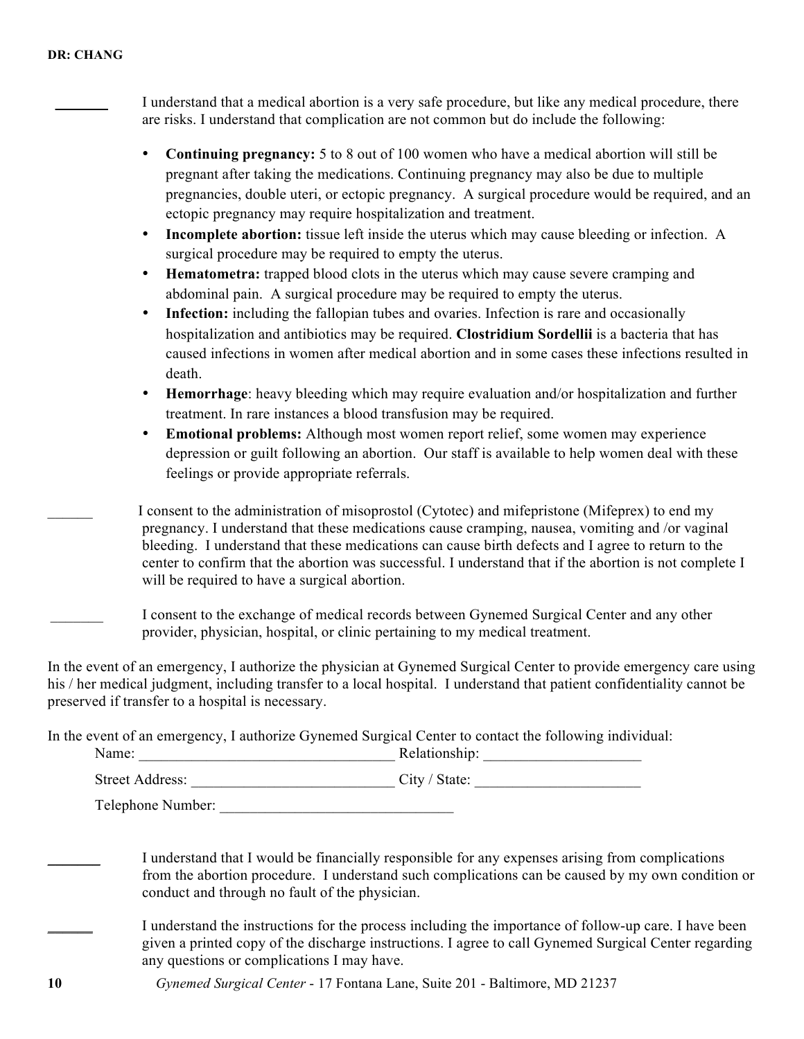**DR: CHANG**

_______ I understand that a medical abortion is a very safe procedure, but like any medical procedure, there are risks. I understand that complication are not common but do include the following:

- **Continuing pregnancy:** 5 to 8 out of 100 women who have a medical abortion will still be pregnant after taking the medications. Continuing pregnancy may also be due to multiple pregnancies, double uteri, or ectopic pregnancy. A surgical procedure would be required, and an ectopic pregnancy may require hospitalization and treatment.
- **Incomplete abortion:** tissue left inside the uterus which may cause bleeding or infection. A surgical procedure may be required to empty the uterus.
- **Hematometra:** trapped blood clots in the uterus which may cause severe cramping and abdominal pain. A surgical procedure may be required to empty the uterus.
- **Infection:** including the fallopian tubes and ovaries. Infection is rare and occasionally hospitalization and antibiotics may be required. **Clostridium Sordellii** is a bacteria that has caused infections in women after medical abortion and in some cases these infections resulted in death.
- **Hemorrhage**: heavy bleeding which may require evaluation and/or hospitalization and further treatment. In rare instances a blood transfusion may be required.
- **Emotional problems:** Although most women report relief, some women may experience depression or guilt following an abortion. Our staff is available to help women deal with these feelings or provide appropriate referrals.

______ I consent to the administration of misoprostol (Cytotec) and mifepristone (Mifeprex) to end my pregnancy. I understand that these medications cause cramping, nausea, vomiting and /or vaginal bleeding. I understand that these medications can cause birth defects and I agree to return to the center to confirm that the abortion was successful. I understand that if the abortion is not complete I will be required to have a surgical abortion.

_______ I consent to the exchange of medical records between Gynemed Surgical Center and any other provider, physician, hospital, or clinic pertaining to my medical treatment.

In the event of an emergency, I authorize the physician at Gynemed Surgical Center to provide emergency care using his / her medical judgment, including transfer to a local hospital. I understand that patient confidentiality cannot be preserved if transfer to a hospital is necessary.

In the event of an emergency, I authorize Gynemed Surgical Center to contact the following individual:

Name: __________________________________ Relationship: _____________________

Street Address: ___________________________ City / State: ______________________

Telephone Number: _______________________________

_______ I understand that I would be financially responsible for any expenses arising from complications from the abortion procedure. I understand such complications can be caused by my own condition or conduct and through no fault of the physician.

______ I understand the instructions for the process including the importance of follow-up care. I have been given a printed copy of the discharge instructions. I agree to call Gynemed Surgical Center regarding any questions or complications I may have.

*Gynemed Surgical Center* - 17 Fontana Lane, Suite 201 - Baltimore, MD 21237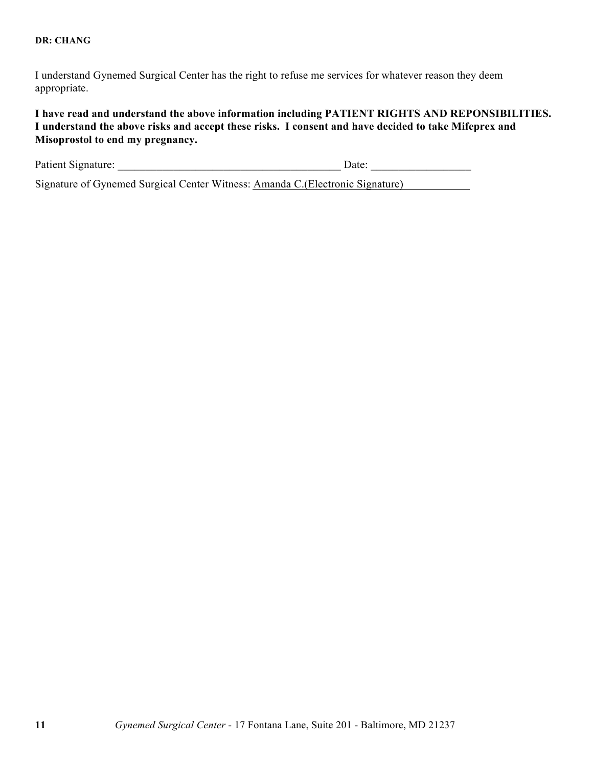**DR: CHANG**

I understand Gynemed Surgical Center has the right to refuse me services for whatever reason they deem appropriate.

**I have read and understand the above information including PATIENT RIGHTS AND REPONSIBILITIES. I understand the above risks and accept these risks. I consent and have decided to take Mifeprex and Misoprostol to end my pregnancy.**

Patient Signature: ________________________________________ Date: _________________

Signature of Gynemed Surgical Center Witness: Amanda C.(Electronic Signature)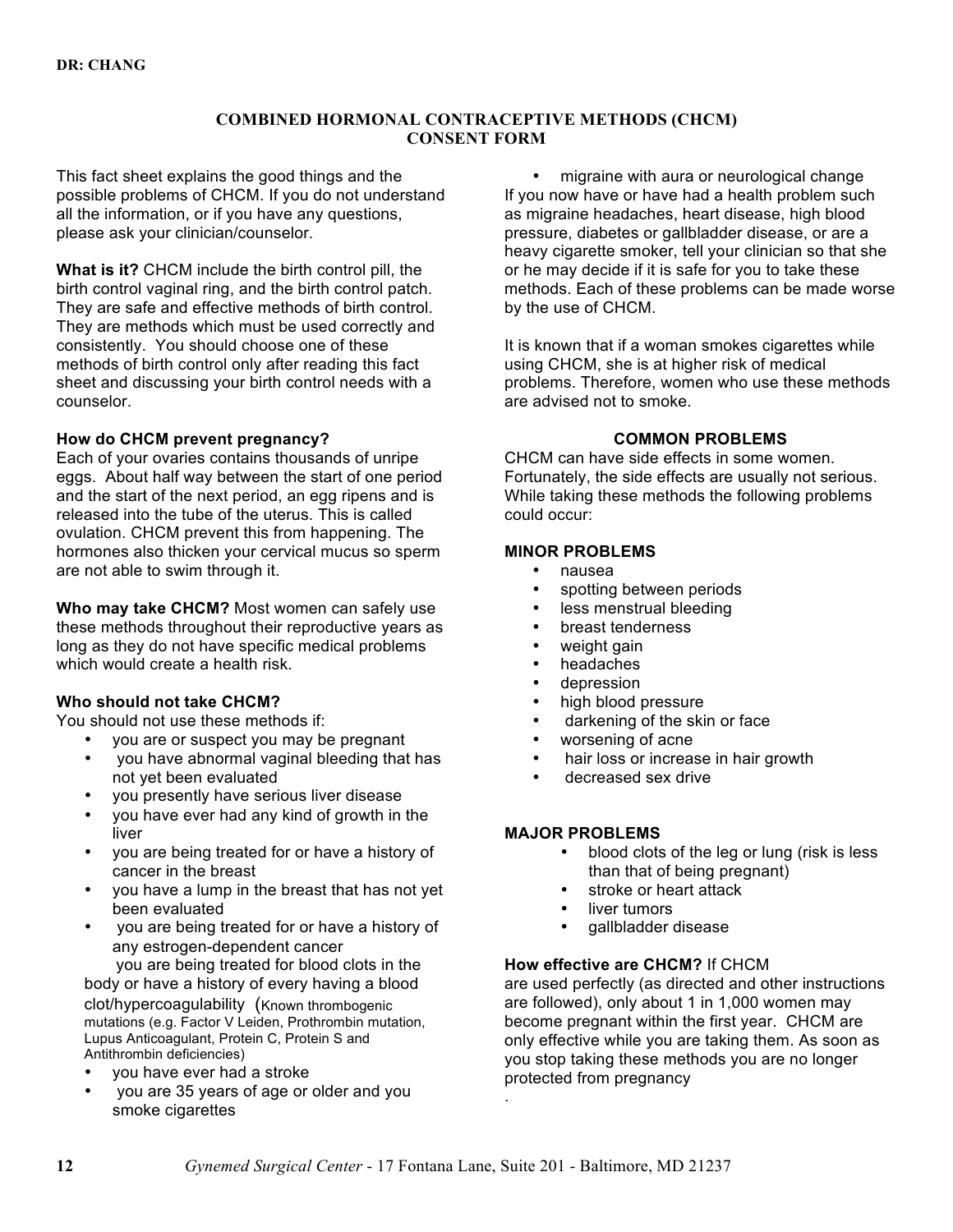DR: CHANG

## COMBINED HORMONAL CONTRACEPTIVE METHODS (CHCM) CONSENT FORM

This fact sheet explains the good things and the possible problems of CHCM. If you do not understand all the information, or if you have any questions, please ask your clinician/counselor.

**What is it?** CHCM include the birth control pill, the birth control vaginal ring, and the birth control patch. They are safe and effective methods of birth control. They are methods which must be used correctly and consistently. You should choose one of these methods of birth control only after reading this fact sheet and discussing your birth control needs with a counselor.

**How do CHCM prevent pregnancy?**
Each of your ovaries contains thousands of unripe eggs. About half way between the start of one period and the start of the next period, an egg ripens and is released into the tube of the uterus. This is called ovulation. CHCM prevent this from happening. The hormones also thicken your cervical mucus so sperm are not able to swim through it.

**Who may take CHCM?** Most women can safely use these methods throughout their reproductive years as long as they do not have specific medical problems which would create a health risk.

**Who should not take CHCM?**
You should not use these methods if:

- you are or suspect you may be pregnant
- you have abnormal vaginal bleeding that has not yet been evaluated
- you presently have serious liver disease
- you have ever had any kind of growth in the liver
- you are being treated for or have a history of cancer in the breast
- you have a lump in the breast that has not yet been evaluated
- you are being treated for or have a history of any estrogen-dependent cancer

you are being treated for blood clots in the body or have a history of every having a blood clot/hypercoagulability (Known thrombogenic mutations (e.g. Factor V Leiden, Prothrombin mutation, Lupus Anticoagulant, Protein C, Protein S and Antithrombin deficiencies)

- you have ever had a stroke
- you are 35 years of age or older and you smoke cigarettes
- migraine with aura or neurological change

If you now have or have had a health problem such as migraine headaches, heart disease, high blood pressure, diabetes or gallbladder disease, or are a heavy cigarette smoker, tell your clinician so that she or he may decide if it is safe for you to take these methods. Each of these problems can be made worse by the use of CHCM.

It is known that if a woman smokes cigarettes while using CHCM, she is at higher risk of medical problems. Therefore, women who use these methods are advised not to smoke.

### COMMON PROBLEMS

CHCM can have side effects in some women. Fortunately, the side effects are usually not serious. While taking these methods the following problems could occur:

**MINOR PROBLEMS**

- nausea
- spotting between periods
- less menstrual bleeding
- breast tenderness
- weight gain
- headaches
- depression
- high blood pressure
- darkening of the skin or face
- worsening of acne
- hair loss or increase in hair growth
- decreased sex drive

**MAJOR PROBLEMS**

- blood clots of the leg or lung (risk is less than that of being pregnant)
- stroke or heart attack
- liver tumors
- gallbladder disease

**How effective are CHCM?** If CHCM are used perfectly (as directed and other instructions are followed), only about 1 in 1,000 women may become pregnant within the first year. CHCM are only effective while you are taking them. As soon as you stop taking these methods you are no longer protected from pregnancy
.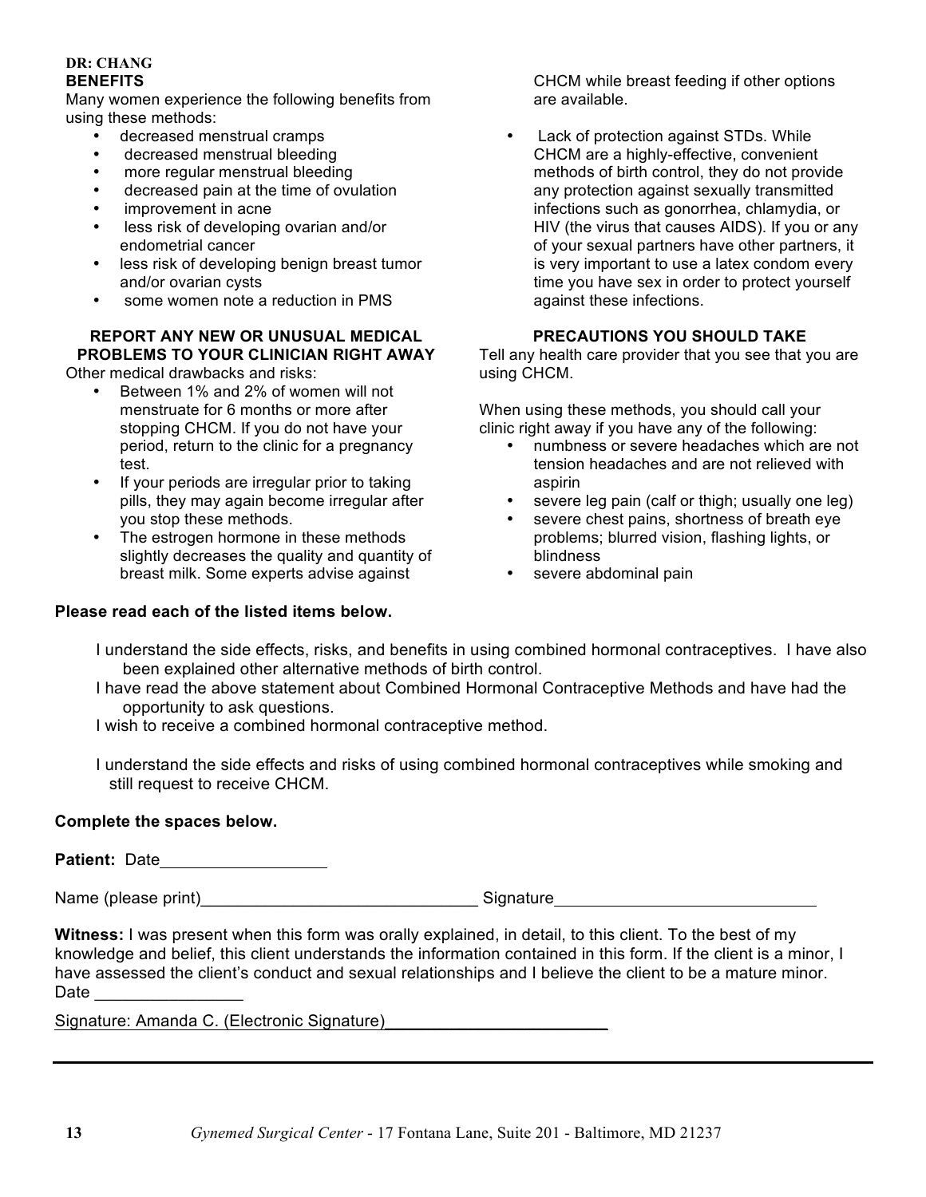**DR: CHANG**

**BENEFITS**

Many women experience the following benefits from using these methods:

- decreased menstrual cramps
- decreased menstrual bleeding
- more regular menstrual bleeding
- decreased pain at the time of ovulation
- improvement in acne
- less risk of developing ovarian and/or endometrial cancer
- less risk of developing benign breast tumor and/or ovarian cysts
- some women note a reduction in PMS

**REPORT ANY NEW OR UNUSUAL MEDICAL PROBLEMS TO YOUR CLINICIAN RIGHT AWAY**

Other medical drawbacks and risks:

- Between 1% and 2% of women will not menstruate for 6 months or more after stopping CHCM. If you do not have your period, return to the clinic for a pregnancy test.
- If your periods are irregular prior to taking pills, they may again become irregular after you stop these methods.
- The estrogen hormone in these methods slightly decreases the quality and quantity of breast milk. Some experts advise against CHCM while breast feeding if other options are available.
- Lack of protection against STDs. While CHCM are a highly-effective, convenient methods of birth control, they do not provide any protection against sexually transmitted infections such as gonorrhea, chlamydia, or HIV (the virus that causes AIDS). If you or any of your sexual partners have other partners, it is very important to use a latex condom every time you have sex in order to protect yourself against these infections.

**PRECAUTIONS YOU SHOULD TAKE**

Tell any health care provider that you see that you are using CHCM.

When using these methods, you should call your clinic right away if you have any of the following:

- numbness or severe headaches which are not tension headaches and are not relieved with aspirin
- severe leg pain (calf or thigh; usually one leg)
- severe chest pains, shortness of breath eye problems; blurred vision, flashing lights, or blindness
- severe abdominal pain

**Please read each of the listed items below.**

I understand the side effects, risks, and benefits in using combined hormonal contraceptives. I have also been explained other alternative methods of birth control.

I have read the above statement about Combined Hormonal Contraceptive Methods and have had the opportunity to ask questions.

I wish to receive a combined hormonal contraceptive method.

I understand the side effects and risks of using combined hormonal contraceptives while smoking and still request to receive CHCM.

**Complete the spaces below.**

**Patient:** Date__________________

Name (please print)______________________________ Signature____________________________

**Witness:** I was present when this form was orally explained, in detail, to this client. To the best of my knowledge and belief, this client understands the information contained in this form. If the client is a minor, I have assessed the client's conduct and sexual relationships and I believe the client to be a mature minor.

Date ________________

Signature: Amanda C. (Electronic Signature)________________________

*Gynemed Surgical Center* - 17 Fontana Lane, Suite 201 - Baltimore, MD 21237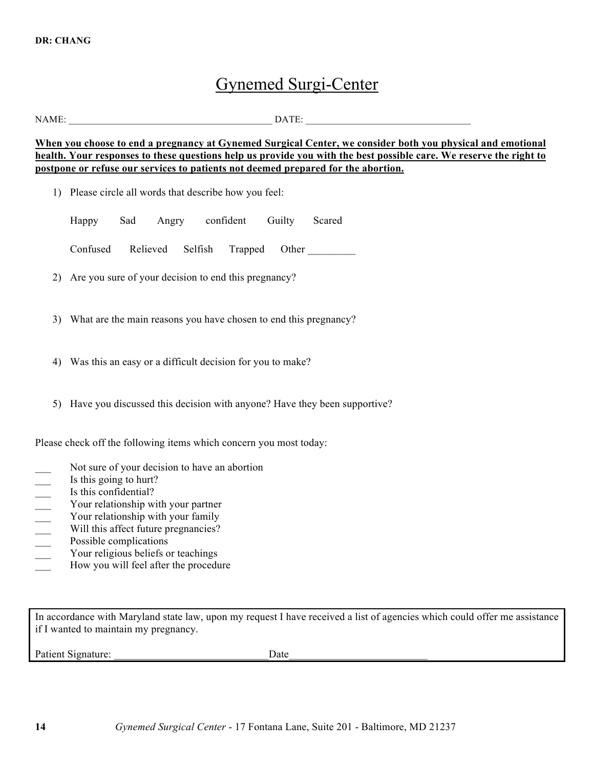DR: CHANG

# Gynemed Surgi-Center

NAME: ________________________________________ DATE: _________________________________

**When you choose to end a pregnancy at Gynemed Surgical Center, we consider both you physical and emotional health. Your responses to these questions help us provide you with the best possible care. We reserve the right to postpone or refuse our services to patients not deemed prepared for the abortion.**

1) Please circle all words that describe how you feel:

   Happy  Sad  Angry  confident  Guilty  Scared

   Confused  Relieved  Selfish  Trapped  Other _________

2) Are you sure of your decision to end this pregnancy?

3) What are the main reasons you have chosen to end this pregnancy?

4) Was this an easy or a difficult decision for you to make?

5) Have you discussed this decision with anyone? Have they been supportive?

Please check off the following items which concern you most today:

___ Not sure of your decision to have an abortion
___ Is this going to hurt?
___ Is this confidential?
___ Your relationship with your partner
___ Your relationship with your family
___ Will this affect future pregnancies?
___ Possible complications
___ Your religious beliefs or teachings
___ How you will feel after the procedure

In accordance with Maryland state law, upon my request I have received a list of agencies which could offer me assistance if I wanted to maintain my pregnancy.

Patient Signature: _____________________________Date__________________________

*Gynemed Surgical Center* - 17 Fontana Lane, Suite 201 - Baltimore, MD 21237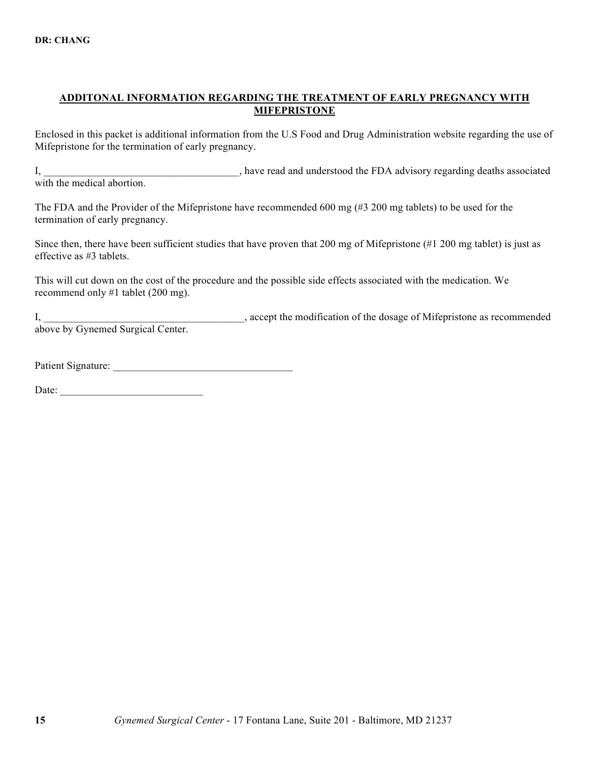**DR: CHANG**

## ADDITONAL INFORMATION REGARDING THE TREATMENT OF EARLY PREGNANCY WITH MIFEPRISTONE

Enclosed in this packet is additional information from the U.S Food and Drug Administration website regarding the use of Mifepristone for the termination of early pregnancy.

I, ______________________________________, have read and understood the FDA advisory regarding deaths associated with the medical abortion.

The FDA and the Provider of the Mifepristone have recommended 600 mg (#3 200 mg tablets) to be used for the termination of early pregnancy.

Since then, there have been sufficient studies that have proven that 200 mg of Mifepristone (#1 200 mg tablet) is just as effective as #3 tablets.

This will cut down on the cost of the procedure and the possible side effects associated with the medication. We recommend only #1 tablet (200 mg).

I, ______________________________________, accept the modification of the dosage of Mifepristone as recommended above by Gynemed Surgical Center.

Patient Signature: __________________________________

Date: ___________________________

*Gynemed Surgical Center* - 17 Fontana Lane, Suite 201 - Baltimore, MD 21237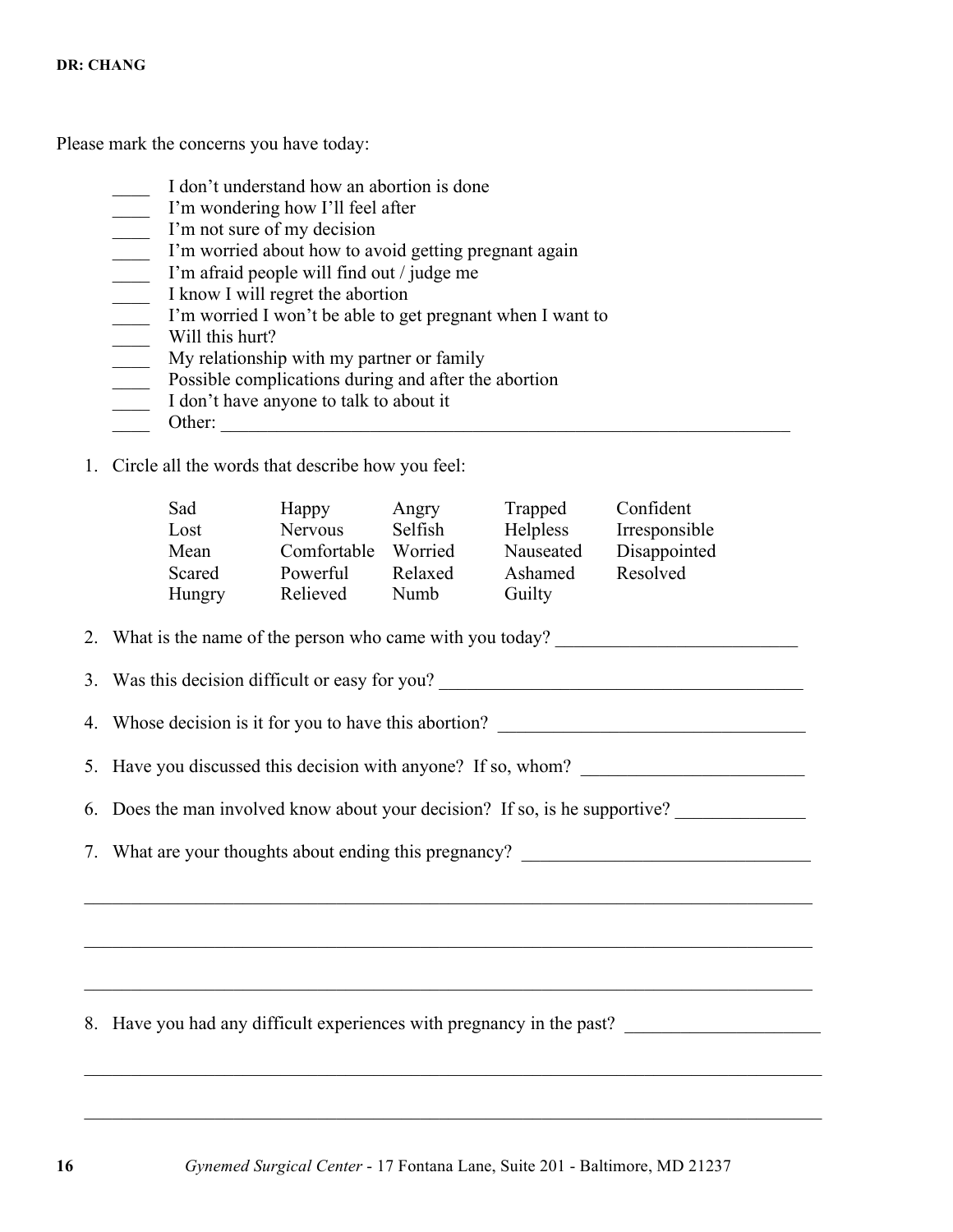**DR: CHANG**

Please mark the concerns you have today:

- ____ I don't understand how an abortion is done
- ____ I'm wondering how I'll feel after
- ____ I'm not sure of my decision
- ____ I'm worried about how to avoid getting pregnant again
- ____ I'm afraid people will find out / judge me
- ____ I know I will regret the abortion
- ____ I'm worried I won't be able to get pregnant when I want to
- ____ Will this hurt?
- ____ My relationship with my partner or family
- ____ Possible complications during and after the abortion
- ____ I don't have anyone to talk to about it
- ____ Other: ________________________________________________________________

1. Circle all the words that describe how you feel:

| | | | | |
|---|---|---|---|---|
| Sad | Happy | Angry | Trapped | Confident |
| Lost | Nervous | Selfish | Helpless | Irresponsible |
| Mean | Comfortable | Worried | Nauseated | Disappointed |
| Scared | Powerful | Relaxed | Ashamed | Resolved |
| Hungry | Relieved | Numb | Guilty | |

2. What is the name of the person who came with you today? __________________________

3. Was this decision difficult or easy for you? ________________________________________

4. Whose decision is it for you to have this abortion? _________________________________

5. Have you discussed this decision with anyone? If so, whom? ________________________

6. Does the man involved know about your decision? If so, is he supportive? ______________

7. What are your thoughts about ending this pregnancy? _______________________________

________________________________________________________________________________

________________________________________________________________________________

________________________________________________________________________________

8. Have you had any difficult experiences with pregnancy in the past? _____________________

________________________________________________________________________________

________________________________________________________________________________

*Gynemed Surgical Center* - 17 Fontana Lane, Suite 201 - Baltimore, MD 21237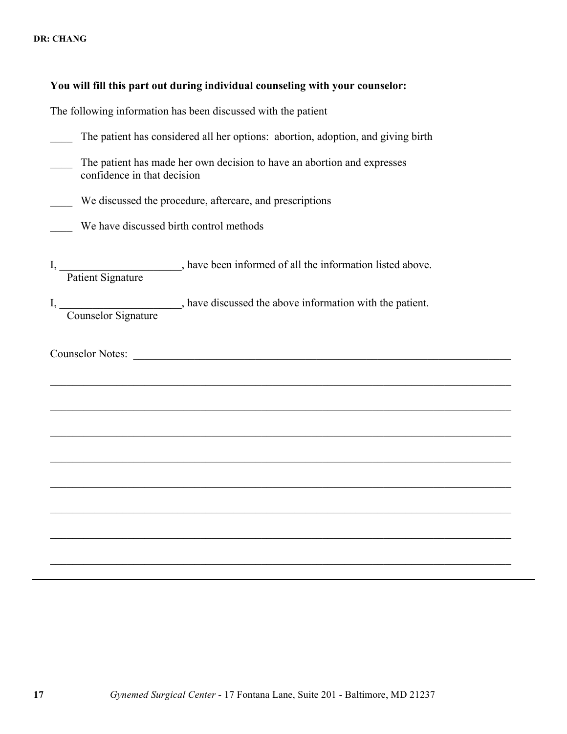**DR: CHANG**

**You will fill this part out during individual counseling with your counselor:**

The following information has been discussed with the patient

____ The patient has considered all her options: abortion, adoption, and giving birth

____ The patient has made her own decision to have an abortion and expresses confidence in that decision

____ We discussed the procedure, aftercare, and prescriptions

____ We have discussed birth control methods

I, ______________________, have been informed of all the information listed above.
Patient Signature

I, ______________________, have discussed the above information with the patient.
Counselor Signature

Counselor Notes: ____________________________________________________________________________

______________________________________________________________________________________________

______________________________________________________________________________________________

______________________________________________________________________________________________

______________________________________________________________________________________________

______________________________________________________________________________________________

______________________________________________________________________________________________

______________________________________________________________________________________________

______________________________________________________________________________________________

*Gynemed Surgical Center* - 17 Fontana Lane, Suite 201 - Baltimore, MD 21237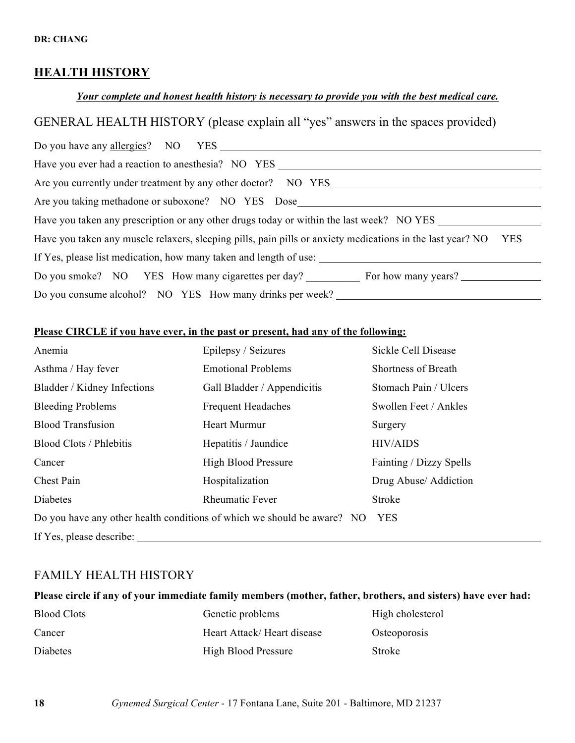**DR: CHANG**

## HEALTH HISTORY

***Your complete and honest health history is necessary to provide you with the best medical care.***

### GENERAL HEALTH HISTORY (please explain all "yes" answers in the spaces provided)

Do you have any allergies? NO YES ______________________________

Have you ever had a reaction to anesthesia? NO YES ______________________________

Are you currently under treatment by any other doctor? NO YES ______________________________

Are you taking methadone or suboxone? NO YES Dose______________________________

Have you taken any prescription or any other drugs today or within the last week? NO YES ______________

Have you taken any muscle relaxers, sleeping pills, pain pills or anxiety medications in the last year? NO YES

If Yes, please list medication, how many taken and length of use: ______________________________

Do you smoke? NO YES How many cigarettes per day? __________ For how many years? ______________

Do you consume alcohol? NO YES How many drinks per week? ______________________________

**Please CIRCLE if you have ever, in the past or present, had any of the following:**

| | | |
|---|---|---|
| Anemia | Epilepsy / Seizures | Sickle Cell Disease |
| Asthma / Hay fever | Emotional Problems | Shortness of Breath |
| Bladder / Kidney Infections | Gall Bladder / Appendicitis | Stomach Pain / Ulcers |
| Bleeding Problems | Frequent Headaches | Swollen Feet / Ankles |
| Blood Transfusion | Heart Murmur | Surgery |
| Blood Clots / Phlebitis | Hepatitis / Jaundice | HIV/AIDS |
| Cancer | High Blood Pressure | Fainting / Dizzy Spells |
| Chest Pain | Hospitalization | Drug Abuse/ Addiction |
| Diabetes | Rheumatic Fever | Stroke |

Do you have any other health conditions of which we should be aware? NO YES

If Yes, please describe: ______________________________

### FAMILY HEALTH HISTORY

**Please circle if any of your immediate family members (mother, father, brothers, and sisters) have ever had:**

| | | |
|---|---|---|
| Blood Clots | Genetic problems | High cholesterol |
| Cancer | Heart Attack/ Heart disease | Osteoporosis |
| Diabetes | High Blood Pressure | Stroke |

*Gynemed Surgical Center* - 17 Fontana Lane, Suite 201 - Baltimore, MD 21237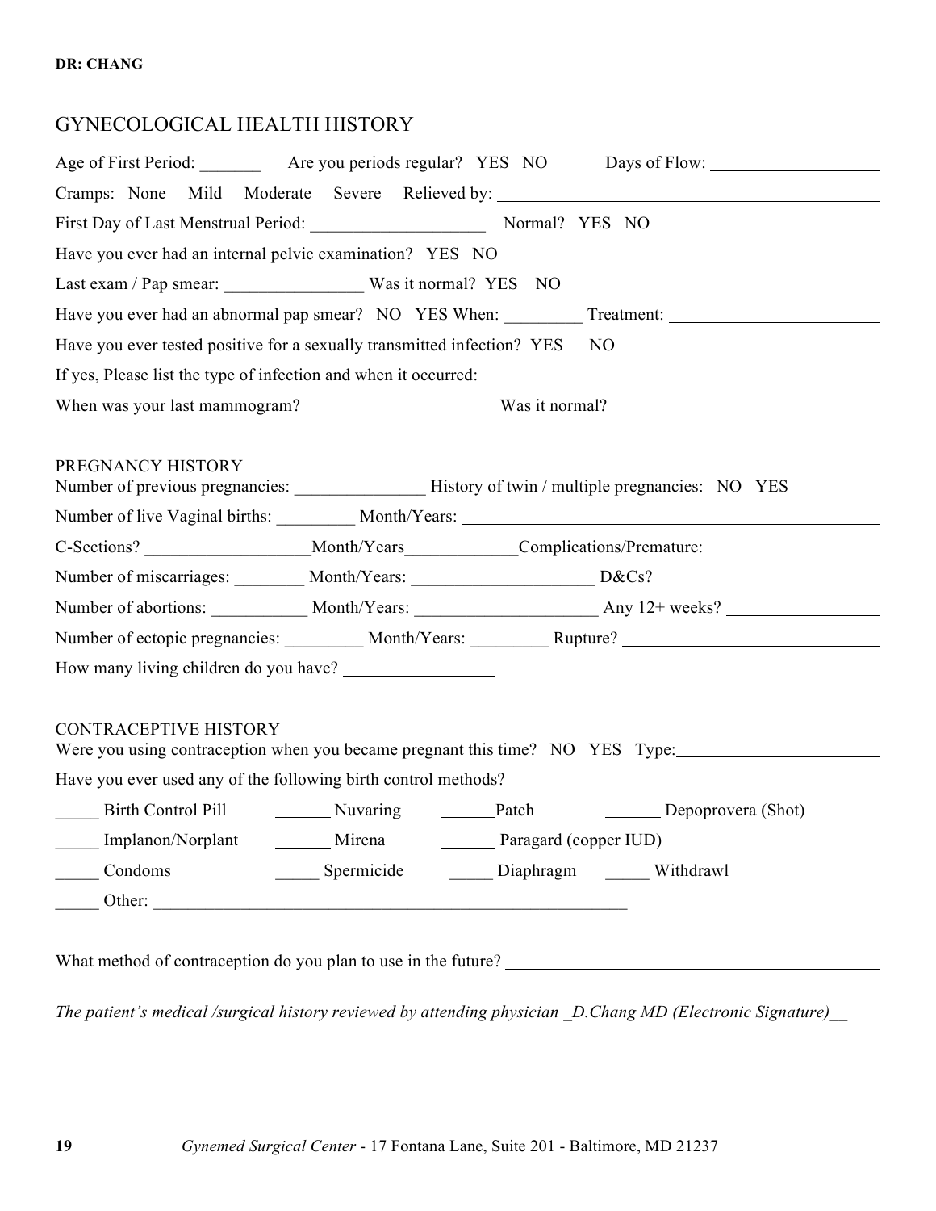**DR: CHANG**

# GYNECOLOGICAL HEALTH HISTORY

Age of First Period: _______ Are you periods regular? YES NO Days of Flow: ___________________

Cramps: None Mild Moderate Severe Relieved by: ___________________________________________

First Day of Last Menstrual Period: ____________________ Normal? YES NO

Have you ever had an internal pelvic examination? YES NO

Last exam / Pap smear: ________________ Was it normal? YES NO

Have you ever had an abnormal pap smear? NO YES When: _________ Treatment: ______________________

Have you ever tested positive for a sexually transmitted infection? YES NO

If yes, Please list the type of infection and when it occurred: _____________________________________

When was your last mammogram? _____________________ Was it normal? _____________________________

## PREGNANCY HISTORY

Number of previous pregnancies: _______________ History of twin / multiple pregnancies: NO YES

Number of live Vaginal births: _________ Month/Years: _____________________________________________

C-Sections? __________________ Month/Years _____________ Complications/Premature: ____________________

Number of miscarriages: ________ Month/Years: _____________________ D&Cs? __________________________

Number of abortions: ___________ Month/Years: _____________________ Any 12+ weeks? __________________

Number of ectopic pregnancies: _________ Month/Years: _________ Rupture? _____________________________

How many living children do you have? _________________

## CONTRACEPTIVE HISTORY

Were you using contraception when you became pregnant this time? NO YES Type: ______________________

Have you ever used any of the following birth control methods?

_____ Birth Control Pill _______ Nuvaring _______ Patch _______ Depoprovera (Shot)

_____ Implanon/Norplant _______ Mirena _______ Paragard (copper IUD)

_____ Condoms _____ Spermicide _____ Diaphragm _____ Withdrawl

_____ Other: _________________________________________________________

What method of contraception do you plan to use in the future? ___________________________________________

*The patient's medical /surgical history reviewed by attending physician _D.Chang MD (Electronic Signature)__*

*Gynemed Surgical Center* - 17 Fontana Lane, Suite 201 - Baltimore, MD 21237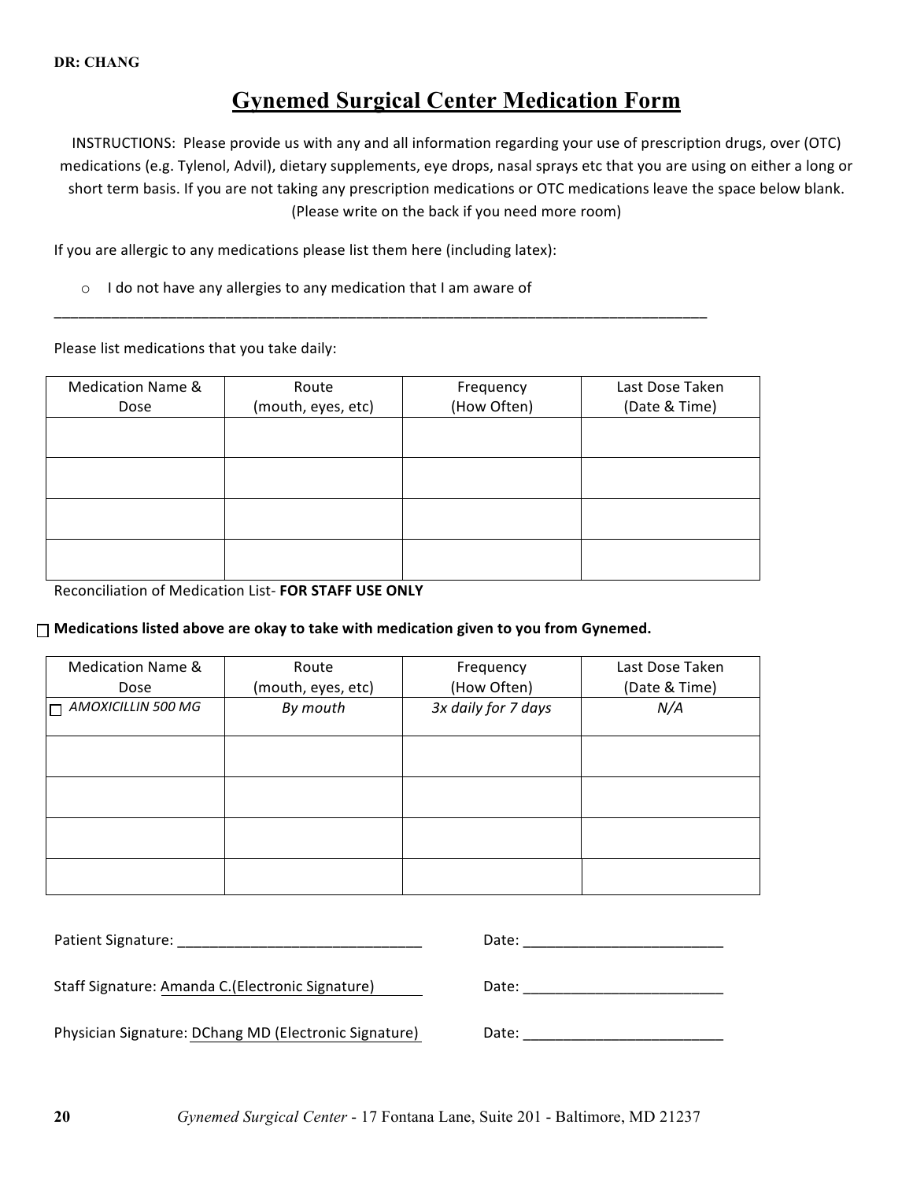DR: CHANG

# Gynemed Surgical Center Medication Form

INSTRUCTIONS: Please provide us with any and all information regarding your use of prescription drugs, over (OTC) medications (e.g. Tylenol, Advil), dietary supplements, eye drops, nasal sprays etc that you are using on either a long or short term basis. If you are not taking any prescription medications or OTC medications leave the space below blank. (Please write on the back if you need more room)

If you are allergic to any medications please list them here (including latex):

- ☐ I do not have any allergies to any medication that I am aware of

_______________________________________________________________________________

Please list medications that you take daily:

| Medication Name & Dose | Route (mouth, eyes, etc) | Frequency (How Often) | Last Dose Taken (Date & Time) |
|---|---|---|---|
| | | | |
| | | | |
| | | | |
| | | | |

Reconciliation of Medication List- **FOR STAFF USE ONLY**

☐ **Medications listed above are okay to take with medication given to you from Gynemed.**

| Medication Name & Dose | Route (mouth, eyes, etc) | Frequency (How Often) | Last Dose Taken (Date & Time) |
|---|---|---|---|
| ☐ *AMOXICILLIN 500 MG* | *By mouth* | *3x daily for 7 days* | *N/A* |
| | | | |
| | | | |
| | | | |
| | | | |

Patient Signature: ______________________________ Date: ________________________

Staff Signature: Amanda C.(Electronic Signature) Date: ________________________

Physician Signature: DChang MD (Electronic Signature) Date: ________________________

*Gynemed Surgical Center* - 17 Fontana Lane, Suite 201 - Baltimore, MD 21237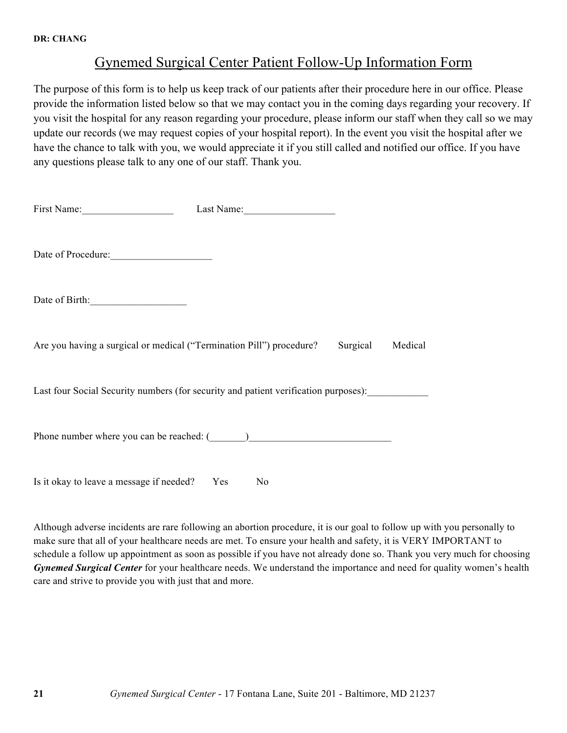**DR: CHANG**

# Gynemed Surgical Center Patient Follow-Up Information Form

The purpose of this form is to help us keep track of our patients after their procedure here in our office. Please provide the information listed below so that we may contact you in the coming days regarding your recovery. If you visit the hospital for any reason regarding your procedure, please inform our staff when they call so we may update our records (we may request copies of your hospital report). In the event you visit the hospital after we have the chance to talk with you, we would appreciate it if you still called and notified our office. If you have any questions please talk to any one of our staff. Thank you.

First Name:__________________ Last Name:__________________

Date of Procedure:____________________

Date of Birth:___________________

Are you having a surgical or medical ("Termination Pill") procedure? Surgical Medical

Last four Social Security numbers (for security and patient verification purposes):____________

Phone number where you can be reached: (_______)____________________________

Is it okay to leave a message if needed? Yes No

Although adverse incidents are rare following an abortion procedure, it is our goal to follow up with you personally to make sure that all of your healthcare needs are met. To ensure your health and safety, it is VERY IMPORTANT to schedule a follow up appointment as soon as possible if you have not already done so. Thank you very much for choosing ***Gynemed Surgical Center*** for your healthcare needs. We understand the importance and need for quality women's health care and strive to provide you with just that and more.

*Gynemed Surgical Center* - 17 Fontana Lane, Suite 201 - Baltimore, MD 21237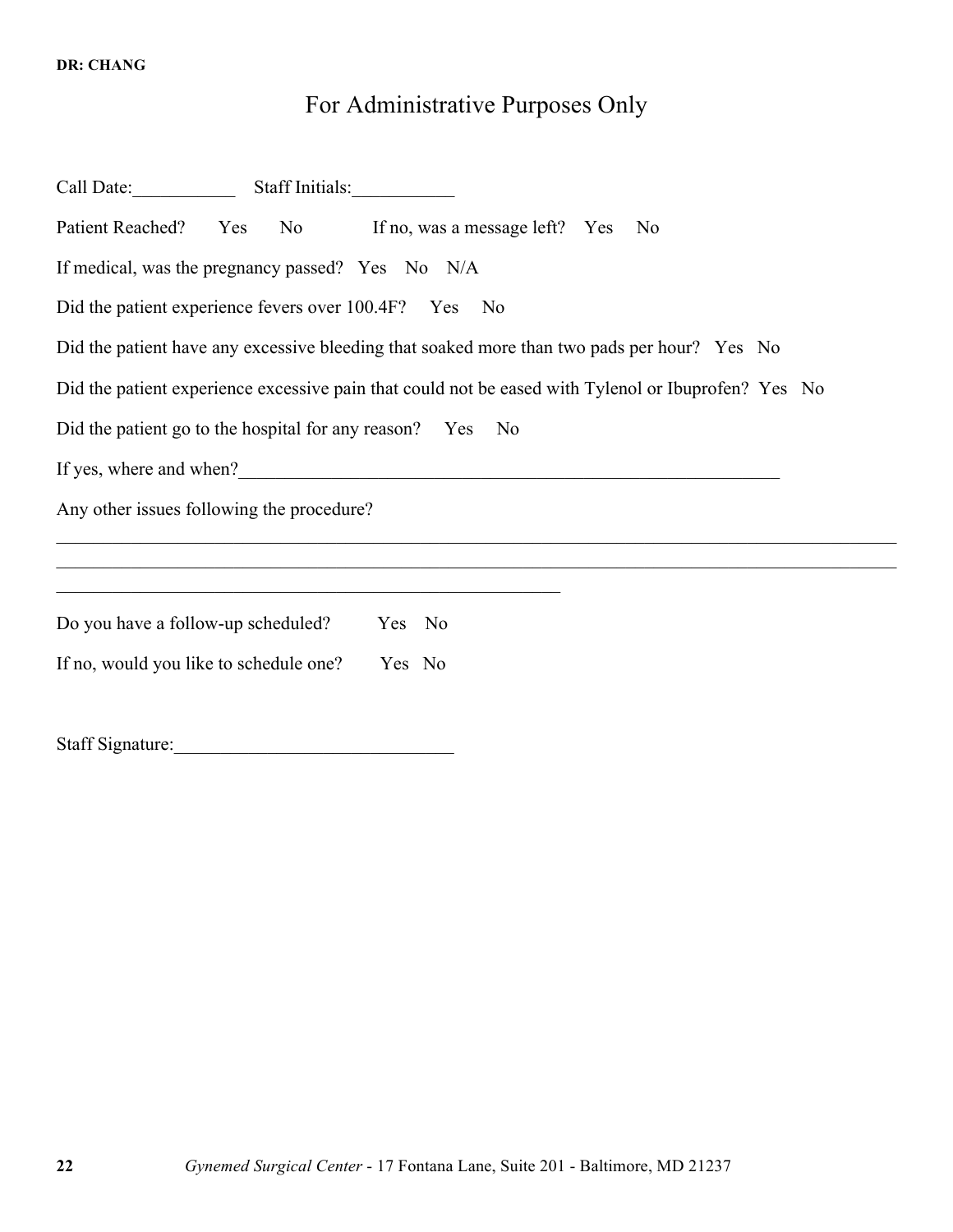**DR: CHANG**

# For Administrative Purposes Only

Call Date:___________ Staff Initials:___________

Patient Reached? Yes No If no, was a message left? Yes No

If medical, was the pregnancy passed? Yes No N/A

Did the patient experience fevers over 100.4F? Yes No

Did the patient have any excessive bleeding that soaked more than two pads per hour? Yes No

Did the patient experience excessive pain that could not be eased with Tylenol or Ibuprofen? Yes No

Did the patient go to the hospital for any reason? Yes No

If yes, where and when?_____________________________________________________________

Any other issues following the procedure?

_____________________________________________________________________________________

_____________________________________________________________________________________

_____________________________________________________

Do you have a follow-up scheduled? Yes No

If no, would you like to schedule one? Yes No

Staff Signature:______________________________

*Gynemed Surgical Center* - 17 Fontana Lane, Suite 201 - Baltimore, MD 21237